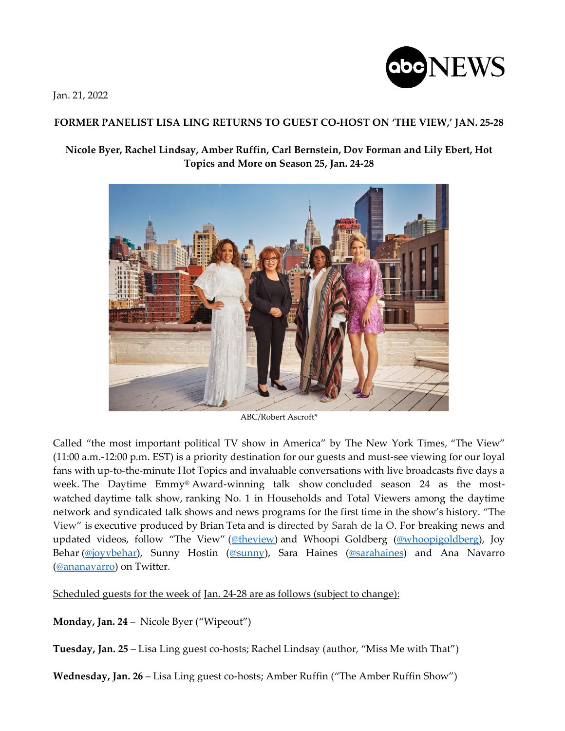Jan. 21, 2022

# FORMER PANELIST LISA LING RETURNS TO GUEST CO-HOST ON 'THE VIEW,' JAN. 25-28

## Nicole Byer, Rachel Lindsay, Amber Ruffin, Carl Bernstein, Dov Forman and Lily Ebert, Hot Topics and More on Season 25, Jan. 24-28

ABC/Robert Ascroft*

Called "the most important political TV show in America" by The New York Times, "The View" (11:00 a.m.-12:00 p.m. EST) is a priority destination for our guests and must-see viewing for our loyal fans with up-to-the-minute Hot Topics and invaluable conversations with live broadcasts five days a week. The Daytime Emmy® Award-winning talk show concluded season 24 as the most-watched daytime talk show, ranking No. 1 in Households and Total Viewers among the daytime network and syndicated talk shows and news programs for the first time in the show's history. "The View" is executive produced by Brian Teta and is directed by Sarah de la O. For breaking news and updated videos, follow "The View" (@theview) and Whoopi Goldberg (@whoopigoldberg), Joy Behar (@joyvbehar), Sunny Hostin (@sunny), Sara Haines (@sarahaines) and Ana Navarro (@ananavarro) on Twitter.

Scheduled guests for the week of Jan. 24-28 are as follows (subject to change):

**Monday, Jan. 24** – Nicole Byer ("Wipeout")

**Tuesday, Jan. 25** – Lisa Ling guest co-hosts; Rachel Lindsay (author, "Miss Me with That")

**Wednesday, Jan. 26** – Lisa Ling guest co-hosts; Amber Ruffin ("The Amber Ruffin Show")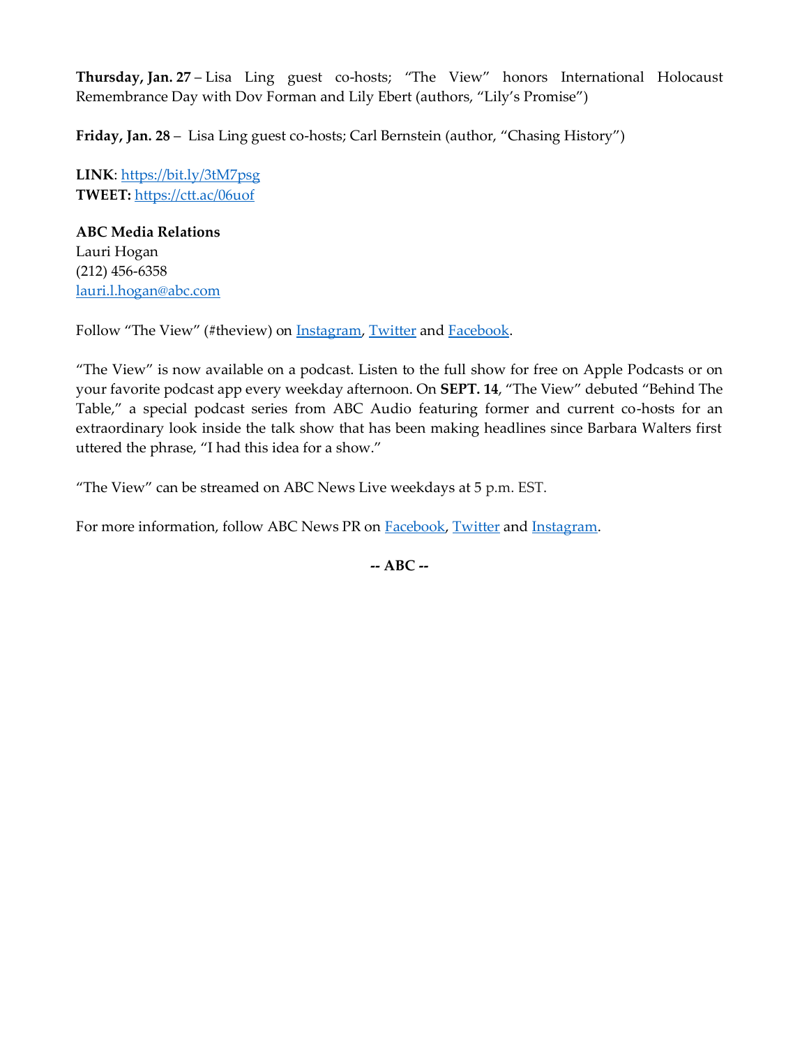**Thursday, Jan. 27** – Lisa Ling guest co-hosts; "The View" honors International Holocaust Remembrance Day with Dov Forman and Lily Ebert (authors, "Lily's Promise")

**Friday, Jan. 28** – Lisa Ling guest co-hosts; Carl Bernstein (author, "Chasing History")

**LINK**: https://bit.ly/3tM7psg
**TWEET:** https://ctt.ac/06uof

**ABC Media Relations**
Lauri Hogan
(212) 456-6358
lauri.l.hogan@abc.com

Follow "The View" (#theview) on Instagram, Twitter and Facebook.

"The View" is now available on a podcast. Listen to the full show for free on Apple Podcasts or on your favorite podcast app every weekday afternoon. On **SEPT. 14**, "The View" debuted "Behind The Table," a special podcast series from ABC Audio featuring former and current co-hosts for an extraordinary look inside the talk show that has been making headlines since Barbara Walters first uttered the phrase, "I had this idea for a show."

"The View" can be streamed on ABC News Live weekdays at 5 p.m. EST.

For more information, follow ABC News PR on Facebook, Twitter and Instagram.

**-- ABC --**